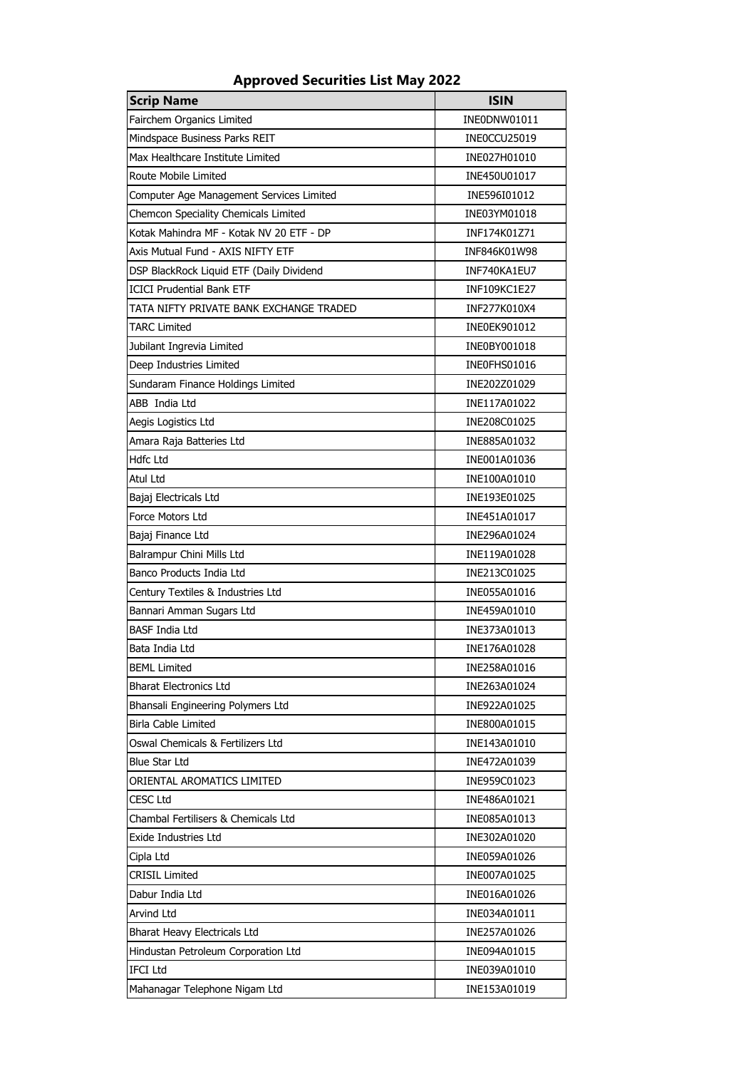# Approved Securities List May 2022

| Scrip Name | ISIN |
| --- | --- |
| Fairchem Organics Limited | INE0DNW01011 |
| Mindspace Business Parks REIT | INE0CCU25019 |
| Max Healthcare Institute Limited | INE027H01010 |
| Route Mobile Limited | INE450U01017 |
| Computer Age Management Services Limited | INE596I01012 |
| Chemcon Speciality Chemicals Limited | INE03YM01018 |
| Kotak Mahindra MF - Kotak NV 20 ETF - DP | INF174K01Z71 |
| Axis Mutual Fund - AXIS NIFTY ETF | INF846K01W98 |
| DSP BlackRock Liquid ETF (Daily Dividend | INF740KA1EU7 |
| ICICI Prudential Bank ETF | INF109KC1E27 |
| TATA NIFTY PRIVATE BANK EXCHANGE TRADED | INF277K010X4 |
| TARC Limited | INE0EK901012 |
| Jubilant Ingrevia Limited | INE0BY001018 |
| Deep Industries Limited | INE0FHS01016 |
| Sundaram Finance Holdings Limited | INE202Z01029 |
| ABB India Ltd | INE117A01022 |
| Aegis Logistics Ltd | INE208C01025 |
| Amara Raja Batteries Ltd | INE885A01032 |
| Hdfc Ltd | INE001A01036 |
| Atul Ltd | INE100A01010 |
| Bajaj Electricals Ltd | INE193E01025 |
| Force Motors Ltd | INE451A01017 |
| Bajaj Finance Ltd | INE296A01024 |
| Balrampur Chini Mills Ltd | INE119A01028 |
| Banco Products India Ltd | INE213C01025 |
| Century Textiles & Industries Ltd | INE055A01016 |
| Bannari Amman Sugars Ltd | INE459A01010 |
| BASF India Ltd | INE373A01013 |
| Bata India Ltd | INE176A01028 |
| BEML Limited | INE258A01016 |
| Bharat Electronics Ltd | INE263A01024 |
| Bhansali Engineering Polymers Ltd | INE922A01025 |
| Birla Cable Limited | INE800A01015 |
| Oswal Chemicals & Fertilizers Ltd | INE143A01010 |
| Blue Star Ltd | INE472A01039 |
| ORIENTAL AROMATICS LIMITED | INE959C01023 |
| CESC Ltd | INE486A01021 |
| Chambal Fertilisers & Chemicals Ltd | INE085A01013 |
| Exide Industries Ltd | INE302A01020 |
| Cipla Ltd | INE059A01026 |
| CRISIL Limited | INE007A01025 |
| Dabur India Ltd | INE016A01026 |
| Arvind Ltd | INE034A01011 |
| Bharat Heavy Electricals Ltd | INE257A01026 |
| Hindustan Petroleum Corporation Ltd | INE094A01015 |
| IFCI Ltd | INE039A01010 |
| Mahanagar Telephone Nigam Ltd | INE153A01019 |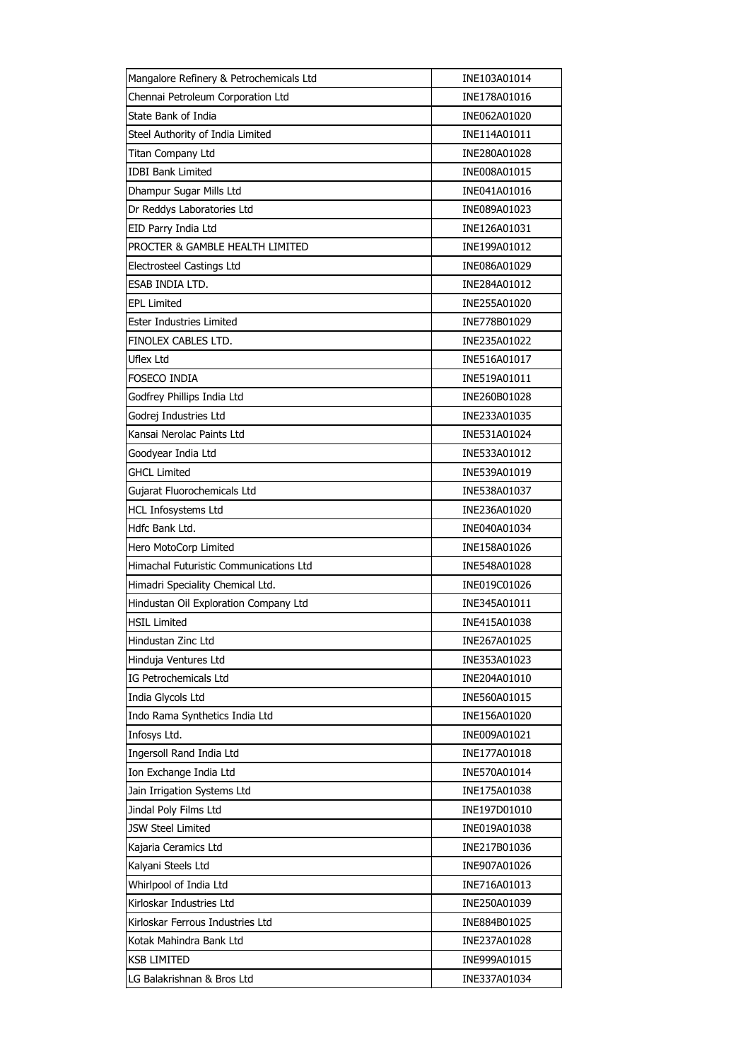| Mangalore Refinery & Petrochemicals Ltd | INE103A01014 |
|---|---|
| Chennai Petroleum Corporation Ltd | INE178A01016 |
| State Bank of India | INE062A01020 |
| Steel Authority of India Limited | INE114A01011 |
| Titan Company Ltd | INE280A01028 |
| IDBI Bank Limited | INE008A01015 |
| Dhampur Sugar Mills Ltd | INE041A01016 |
| Dr Reddys Laboratories Ltd | INE089A01023 |
| EID Parry India Ltd | INE126A01031 |
| PROCTER & GAMBLE HEALTH LIMITED | INE199A01012 |
| Electrosteel Castings Ltd | INE086A01029 |
| ESAB INDIA LTD. | INE284A01012 |
| EPL Limited | INE255A01020 |
| Ester Industries Limited | INE778B01029 |
| FINOLEX CABLES LTD. | INE235A01022 |
| Uflex Ltd | INE516A01017 |
| FOSECO INDIA | INE519A01011 |
| Godfrey Phillips India Ltd | INE260B01028 |
| Godrej Industries Ltd | INE233A01035 |
| Kansai Nerolac Paints Ltd | INE531A01024 |
| Goodyear India Ltd | INE533A01012 |
| GHCL Limited | INE539A01019 |
| Gujarat Fluorochemicals Ltd | INE538A01037 |
| HCL Infosystems Ltd | INE236A01020 |
| Hdfc Bank Ltd. | INE040A01034 |
| Hero MotoCorp Limited | INE158A01026 |
| Himachal Futuristic Communications Ltd | INE548A01028 |
| Himadri Speciality Chemical Ltd. | INE019C01026 |
| Hindustan Oil Exploration Company Ltd | INE345A01011 |
| HSIL Limited | INE415A01038 |
| Hindustan Zinc Ltd | INE267A01025 |
| Hinduja Ventures Ltd | INE353A01023 |
| IG Petrochemicals Ltd | INE204A01010 |
| India Glycols Ltd | INE560A01015 |
| Indo Rama Synthetics India Ltd | INE156A01020 |
| Infosys Ltd. | INE009A01021 |
| Ingersoll Rand India Ltd | INE177A01018 |
| Ion Exchange India Ltd | INE570A01014 |
| Jain Irrigation Systems Ltd | INE175A01038 |
| Jindal Poly Films Ltd | INE197D01010 |
| JSW Steel Limited | INE019A01038 |
| Kajaria Ceramics Ltd | INE217B01036 |
| Kalyani Steels Ltd | INE907A01026 |
| Whirlpool of India Ltd | INE716A01013 |
| Kirloskar Industries Ltd | INE250A01039 |
| Kirloskar Ferrous Industries Ltd | INE884B01025 |
| Kotak Mahindra Bank Ltd | INE237A01028 |
| KSB LIMITED | INE999A01015 |
| LG Balakrishnan & Bros Ltd | INE337A01034 |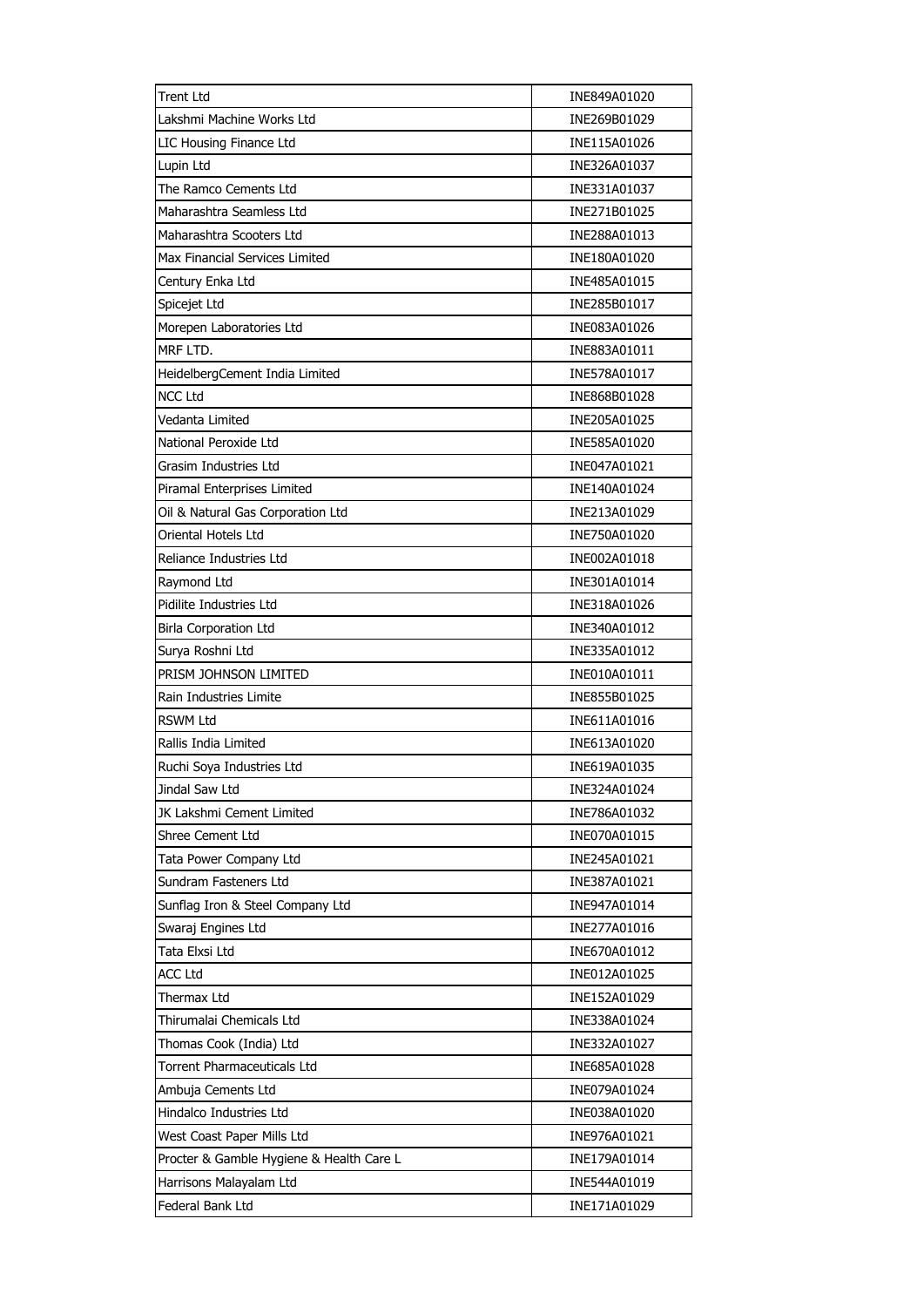| | |
|---|---|
| Trent Ltd | INE849A01020 |
| Lakshmi Machine Works Ltd | INE269B01029 |
| LIC Housing Finance Ltd | INE115A01026 |
| Lupin Ltd | INE326A01037 |
| The Ramco Cements Ltd | INE331A01037 |
| Maharashtra Seamless Ltd | INE271B01025 |
| Maharashtra Scooters Ltd | INE288A01013 |
| Max Financial Services Limited | INE180A01020 |
| Century Enka Ltd | INE485A01015 |
| Spicejet Ltd | INE285B01017 |
| Morepen Laboratories Ltd | INE083A01026 |
| MRF LTD. | INE883A01011 |
| HeidelbergCement India Limited | INE578A01017 |
| NCC Ltd | INE868B01028 |
| Vedanta Limited | INE205A01025 |
| National Peroxide Ltd | INE585A01020 |
| Grasim Industries Ltd | INE047A01021 |
| Piramal Enterprises Limited | INE140A01024 |
| Oil & Natural Gas Corporation Ltd | INE213A01029 |
| Oriental Hotels Ltd | INE750A01020 |
| Reliance Industries Ltd | INE002A01018 |
| Raymond Ltd | INE301A01014 |
| Pidilite Industries Ltd | INE318A01026 |
| Birla Corporation Ltd | INE340A01012 |
| Surya Roshni Ltd | INE335A01012 |
| PRISM JOHNSON LIMITED | INE010A01011 |
| Rain Industries Limite | INE855B01025 |
| RSWM Ltd | INE611A01016 |
| Rallis India Limited | INE613A01020 |
| Ruchi Soya Industries Ltd | INE619A01035 |
| Jindal Saw Ltd | INE324A01024 |
| JK Lakshmi Cement Limited | INE786A01032 |
| Shree Cement Ltd | INE070A01015 |
| Tata Power Company Ltd | INE245A01021 |
| Sundram Fasteners Ltd | INE387A01021 |
| Sunflag Iron & Steel Company Ltd | INE947A01014 |
| Swaraj Engines Ltd | INE277A01016 |
| Tata Elxsi Ltd | INE670A01012 |
| ACC Ltd | INE012A01025 |
| Thermax Ltd | INE152A01029 |
| Thirumalai Chemicals Ltd | INE338A01024 |
| Thomas Cook (India) Ltd | INE332A01027 |
| Torrent Pharmaceuticals Ltd | INE685A01028 |
| Ambuja Cements Ltd | INE079A01024 |
| Hindalco Industries Ltd | INE038A01020 |
| West Coast Paper Mills Ltd | INE976A01021 |
| Procter & Gamble Hygiene & Health Care L | INE179A01014 |
| Harrisons Malayalam Ltd | INE544A01019 |
| Federal Bank Ltd | INE171A01029 |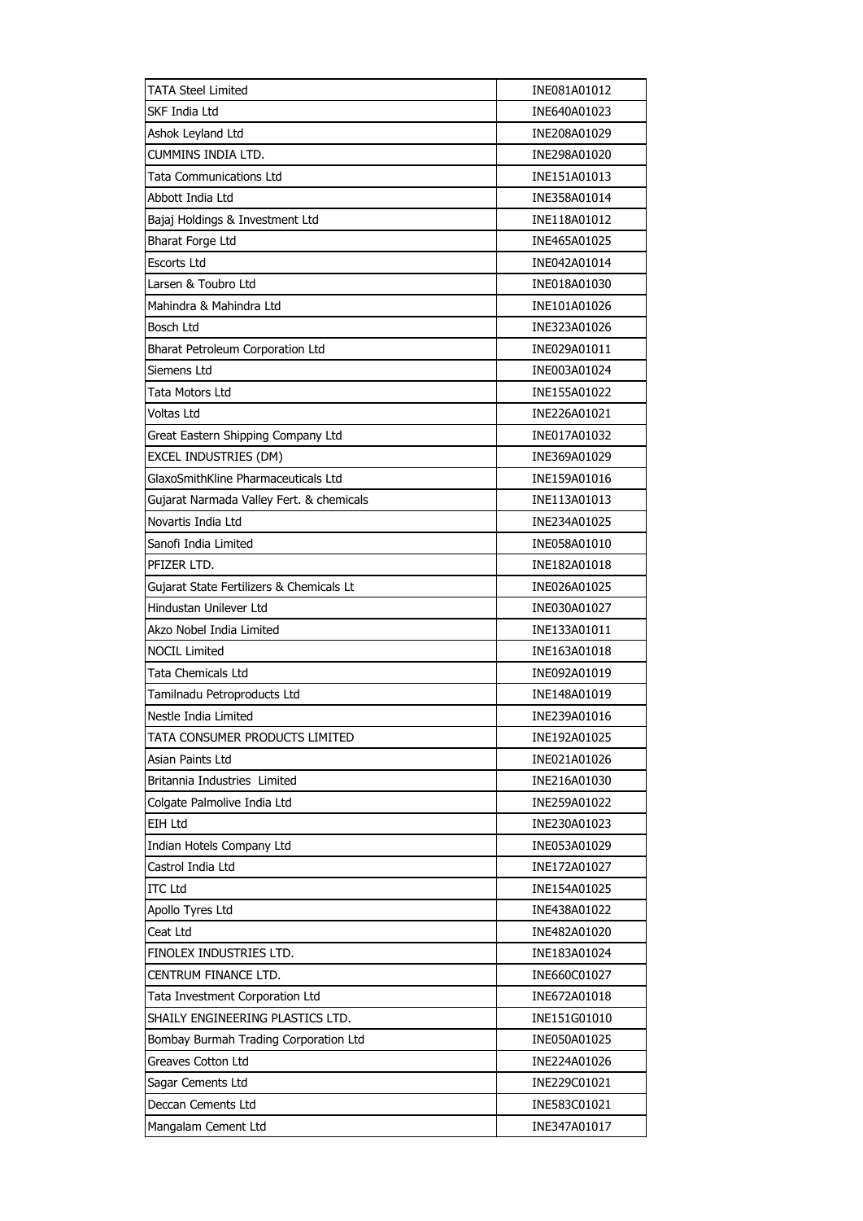| | |
|---|---|
| TATA Steel Limited | INE081A01012 |
| SKF India Ltd | INE640A01023 |
| Ashok Leyland Ltd | INE208A01029 |
| CUMMINS INDIA LTD. | INE298A01020 |
| Tata Communications Ltd | INE151A01013 |
| Abbott India Ltd | INE358A01014 |
| Bajaj Holdings & Investment Ltd | INE118A01012 |
| Bharat Forge Ltd | INE465A01025 |
| Escorts Ltd | INE042A01014 |
| Larsen & Toubro Ltd | INE018A01030 |
| Mahindra & Mahindra Ltd | INE101A01026 |
| Bosch Ltd | INE323A01026 |
| Bharat Petroleum Corporation Ltd | INE029A01011 |
| Siemens Ltd | INE003A01024 |
| Tata Motors Ltd | INE155A01022 |
| Voltas Ltd | INE226A01021 |
| Great Eastern Shipping Company Ltd | INE017A01032 |
| EXCEL INDUSTRIES (DM) | INE369A01029 |
| GlaxoSmithKline Pharmaceuticals Ltd | INE159A01016 |
| Gujarat Narmada Valley Fert. & chemicals | INE113A01013 |
| Novartis India Ltd | INE234A01025 |
| Sanofi India Limited | INE058A01010 |
| PFIZER LTD. | INE182A01018 |
| Gujarat State Fertilizers & Chemicals Lt | INE026A01025 |
| Hindustan Unilever Ltd | INE030A01027 |
| Akzo Nobel India Limited | INE133A01011 |
| NOCIL Limited | INE163A01018 |
| Tata Chemicals Ltd | INE092A01019 |
| Tamilnadu Petroproducts Ltd | INE148A01019 |
| Nestle India Limited | INE239A01016 |
| TATA CONSUMER PRODUCTS LIMITED | INE192A01025 |
| Asian Paints Ltd | INE021A01026 |
| Britannia Industries Limited | INE216A01030 |
| Colgate Palmolive India Ltd | INE259A01022 |
| EIH Ltd | INE230A01023 |
| Indian Hotels Company Ltd | INE053A01029 |
| Castrol India Ltd | INE172A01027 |
| ITC Ltd | INE154A01025 |
| Apollo Tyres Ltd | INE438A01022 |
| Ceat Ltd | INE482A01020 |
| FINOLEX INDUSTRIES LTD. | INE183A01024 |
| CENTRUM FINANCE LTD. | INE660C01027 |
| Tata Investment Corporation Ltd | INE672A01018 |
| SHAILY ENGINEERING PLASTICS LTD. | INE151G01010 |
| Bombay Burmah Trading Corporation Ltd | INE050A01025 |
| Greaves Cotton Ltd | INE224A01026 |
| Sagar Cements Ltd | INE229C01021 |
| Deccan Cements Ltd | INE583C01021 |
| Mangalam Cement Ltd | INE347A01017 |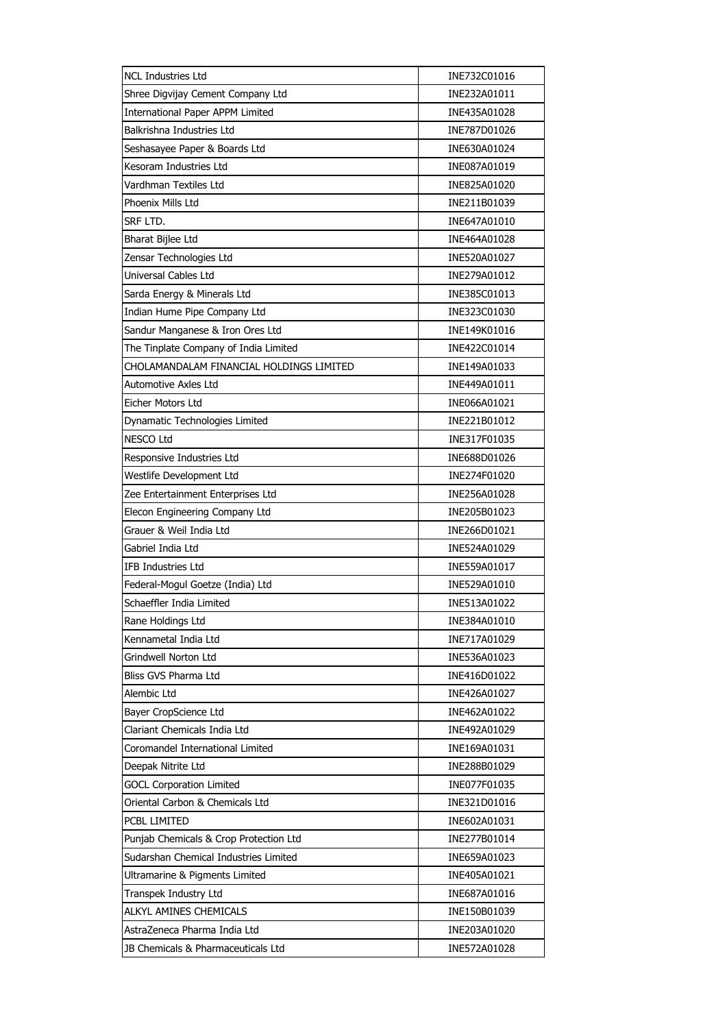| | |
|---|---|
| NCL Industries Ltd | INE732C01016 |
| Shree Digvijay Cement Company Ltd | INE232A01011 |
| International Paper APPM Limited | INE435A01028 |
| Balkrishna Industries Ltd | INE787D01026 |
| Seshasayee Paper & Boards Ltd | INE630A01024 |
| Kesoram Industries Ltd | INE087A01019 |
| Vardhman Textiles Ltd | INE825A01020 |
| Phoenix Mills Ltd | INE211B01039 |
| SRF LTD. | INE647A01010 |
| Bharat Bijlee Ltd | INE464A01028 |
| Zensar Technologies Ltd | INE520A01027 |
| Universal Cables Ltd | INE279A01012 |
| Sarda Energy & Minerals Ltd | INE385C01013 |
| Indian Hume Pipe Company Ltd | INE323C01030 |
| Sandur Manganese & Iron Ores Ltd | INE149K01016 |
| The Tinplate Company of India Limited | INE422C01014 |
| CHOLAMANDALAM FINANCIAL HOLDINGS LIMITED | INE149A01033 |
| Automotive Axles Ltd | INE449A01011 |
| Eicher Motors Ltd | INE066A01021 |
| Dynamatic Technologies Limited | INE221B01012 |
| NESCO Ltd | INE317F01035 |
| Responsive Industries Ltd | INE688D01026 |
| Westlife Development Ltd | INE274F01020 |
| Zee Entertainment Enterprises Ltd | INE256A01028 |
| Elecon Engineering Company Ltd | INE205B01023 |
| Grauer & Weil India Ltd | INE266D01021 |
| Gabriel India Ltd | INE524A01029 |
| IFB Industries Ltd | INE559A01017 |
| Federal-Mogul Goetze (India) Ltd | INE529A01010 |
| Schaeffler India Limited | INE513A01022 |
| Rane Holdings Ltd | INE384A01010 |
| Kennametal India Ltd | INE717A01029 |
| Grindwell Norton Ltd | INE536A01023 |
| Bliss GVS Pharma Ltd | INE416D01022 |
| Alembic Ltd | INE426A01027 |
| Bayer CropScience Ltd | INE462A01022 |
| Clariant Chemicals India Ltd | INE492A01029 |
| Coromandel International Limited | INE169A01031 |
| Deepak Nitrite Ltd | INE288B01029 |
| GOCL Corporation Limited | INE077F01035 |
| Oriental Carbon & Chemicals Ltd | INE321D01016 |
| PCBL LIMITED | INE602A01031 |
| Punjab Chemicals & Crop Protection Ltd | INE277B01014 |
| Sudarshan Chemical Industries Limited | INE659A01023 |
| Ultramarine & Pigments Limited | INE405A01021 |
| Transpek Industry Ltd | INE687A01016 |
| ALKYL AMINES CHEMICALS | INE150B01039 |
| AstraZeneca Pharma India Ltd | INE203A01020 |
| JB Chemicals & Pharmaceuticals Ltd | INE572A01028 |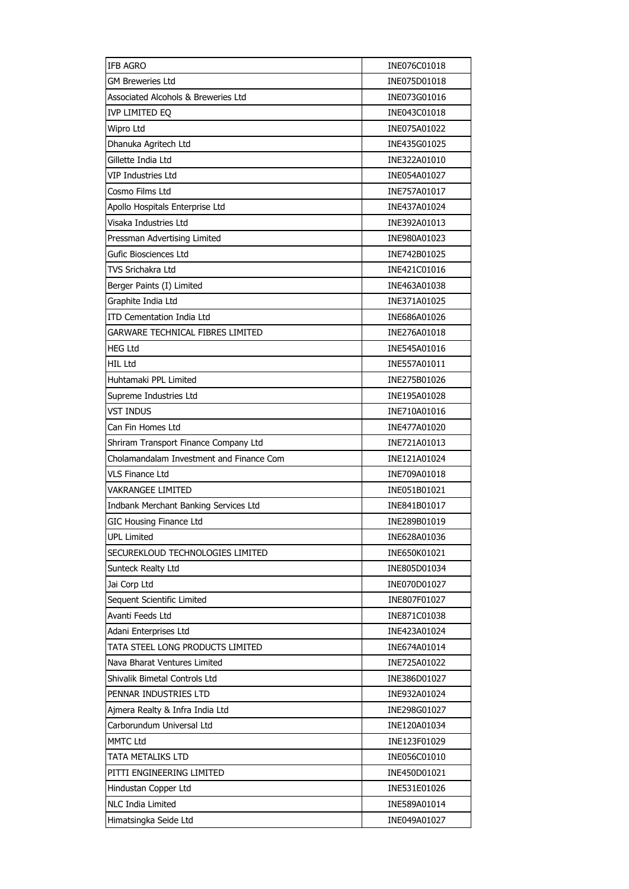| IFB AGRO | INE076C01018 |
|---|---|
| GM Breweries Ltd | INE075D01018 |
| Associated Alcohols & Breweries Ltd | INE073G01016 |
| IVP LIMITED EQ | INE043C01018 |
| Wipro Ltd | INE075A01022 |
| Dhanuka Agritech Ltd | INE435G01025 |
| Gillette India Ltd | INE322A01010 |
| VIP Industries Ltd | INE054A01027 |
| Cosmo Films Ltd | INE757A01017 |
| Apollo Hospitals Enterprise Ltd | INE437A01024 |
| Visaka Industries Ltd | INE392A01013 |
| Pressman Advertising Limited | INE980A01023 |
| Gufic Biosciences Ltd | INE742B01025 |
| TVS Srichakra Ltd | INE421C01016 |
| Berger Paints (I) Limited | INE463A01038 |
| Graphite India Ltd | INE371A01025 |
| ITD Cementation India Ltd | INE686A01026 |
| GARWARE TECHNICAL FIBRES LIMITED | INE276A01018 |
| HEG Ltd | INE545A01016 |
| HIL Ltd | INE557A01011 |
| Huhtamaki PPL Limited | INE275B01026 |
| Supreme Industries Ltd | INE195A01028 |
| VST INDUS | INE710A01016 |
| Can Fin Homes Ltd | INE477A01020 |
| Shriram Transport Finance Company Ltd | INE721A01013 |
| Cholamandalam Investment and Finance Com | INE121A01024 |
| VLS Finance Ltd | INE709A01018 |
| VAKRANGEE LIMITED | INE051B01021 |
| Indbank Merchant Banking Services Ltd | INE841B01017 |
| GIC Housing Finance Ltd | INE289B01019 |
| UPL Limited | INE628A01036 |
| SECUREKLOUD TECHNOLOGIES LIMITED | INE650K01021 |
| Sunteck Realty Ltd | INE805D01034 |
| Jai Corp Ltd | INE070D01027 |
| Sequent Scientific Limited | INE807F01027 |
| Avanti Feeds Ltd | INE871C01038 |
| Adani Enterprises Ltd | INE423A01024 |
| TATA STEEL LONG PRODUCTS LIMITED | INE674A01014 |
| Nava Bharat Ventures Limited | INE725A01022 |
| Shivalik Bimetal Controls Ltd | INE386D01027 |
| PENNAR INDUSTRIES LTD | INE932A01024 |
| Ajmera Realty & Infra India Ltd | INE298G01027 |
| Carborundum Universal Ltd | INE120A01034 |
| MMTC Ltd | INE123F01029 |
| TATA METALIKS LTD | INE056C01010 |
| PITTI ENGINEERING LIMITED | INE450D01021 |
| Hindustan Copper Ltd | INE531E01026 |
| NLC India Limited | INE589A01014 |
| Himatsingka Seide Ltd | INE049A01027 |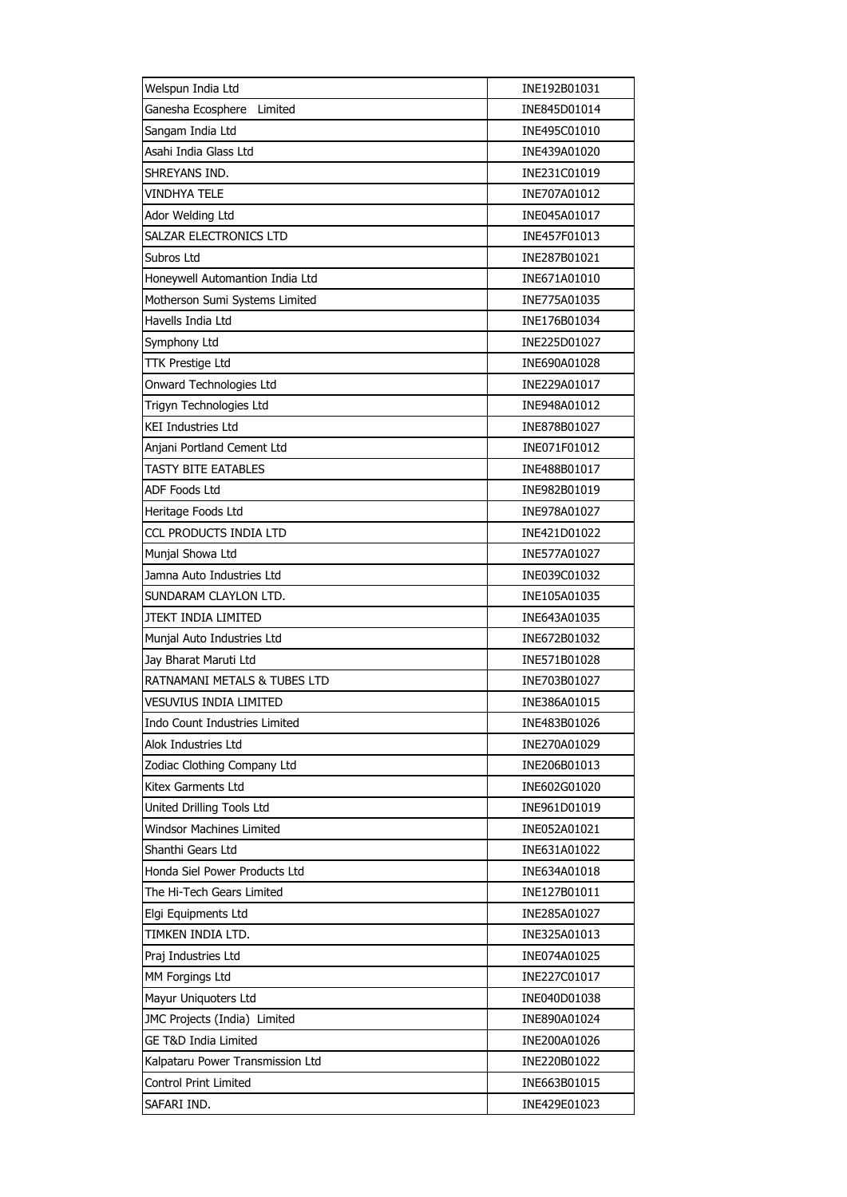| Welspun India Ltd | INE192B01031 |
|---|---|
| Ganesha Ecosphere Limited | INE845D01014 |
| Sangam India Ltd | INE495C01010 |
| Asahi India Glass Ltd | INE439A01020 |
| SHREYANS IND. | INE231C01019 |
| VINDHYA TELE | INE707A01012 |
| Ador Welding Ltd | INE045A01017 |
| SALZAR ELECTRONICS LTD | INE457F01013 |
| Subros Ltd | INE287B01021 |
| Honeywell Automantion India Ltd | INE671A01010 |
| Motherson Sumi Systems Limited | INE775A01035 |
| Havells India Ltd | INE176B01034 |
| Symphony Ltd | INE225D01027 |
| TTK Prestige Ltd | INE690A01028 |
| Onward Technologies Ltd | INE229A01017 |
| Trigyn Technologies Ltd | INE948A01012 |
| KEI Industries Ltd | INE878B01027 |
| Anjani Portland Cement Ltd | INE071F01012 |
| TASTY BITE EATABLES | INE488B01017 |
| ADF Foods Ltd | INE982B01019 |
| Heritage Foods Ltd | INE978A01027 |
| CCL PRODUCTS INDIA LTD | INE421D01022 |
| Munjal Showa Ltd | INE577A01027 |
| Jamna Auto Industries Ltd | INE039C01032 |
| SUNDARAM CLAYLON LTD. | INE105A01035 |
| JTEKT INDIA LIMITED | INE643A01035 |
| Munjal Auto Industries Ltd | INE672B01032 |
| Jay Bharat Maruti Ltd | INE571B01028 |
| RATNAMANI METALS & TUBES LTD | INE703B01027 |
| VESUVIUS INDIA LIMITED | INE386A01015 |
| Indo Count Industries Limited | INE483B01026 |
| Alok Industries Ltd | INE270A01029 |
| Zodiac Clothing Company Ltd | INE206B01013 |
| Kitex Garments Ltd | INE602G01020 |
| United Drilling Tools Ltd | INE961D01019 |
| Windsor Machines Limited | INE052A01021 |
| Shanthi Gears Ltd | INE631A01022 |
| Honda Siel Power Products Ltd | INE634A01018 |
| The Hi-Tech Gears Limited | INE127B01011 |
| Elgi Equipments Ltd | INE285A01027 |
| TIMKEN INDIA LTD. | INE325A01013 |
| Praj Industries Ltd | INE074A01025 |
| MM Forgings Ltd | INE227C01017 |
| Mayur Uniquoters Ltd | INE040D01038 |
| JMC Projects (India) Limited | INE890A01024 |
| GE T&D India Limited | INE200A01026 |
| Kalpataru Power Transmission Ltd | INE220B01022 |
| Control Print Limited | INE663B01015 |
| SAFARI IND. | INE429E01023 |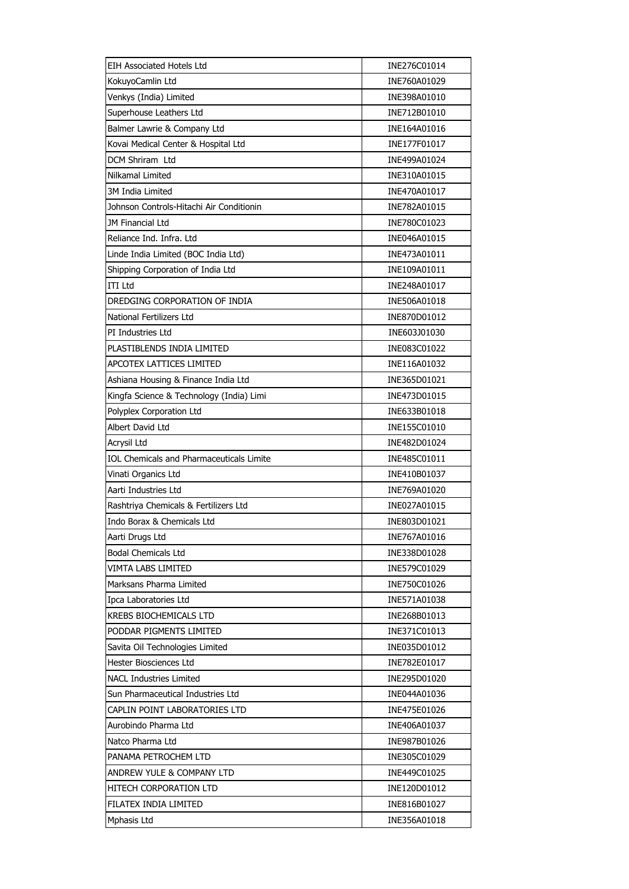| EIH Associated Hotels Ltd | INE276C01014 |
|---|---|
| KokuyoCamlin Ltd | INE760A01029 |
| Venkys (India) Limited | INE398A01010 |
| Superhouse Leathers Ltd | INE712B01010 |
| Balmer Lawrie & Company Ltd | INE164A01016 |
| Kovai Medical Center & Hospital Ltd | INE177F01017 |
| DCM Shriram Ltd | INE499A01024 |
| Nilkamal Limited | INE310A01015 |
| 3M India Limited | INE470A01017 |
| Johnson Controls-Hitachi Air Conditionin | INE782A01015 |
| JM Financial Ltd | INE780C01023 |
| Reliance Ind. Infra. Ltd | INE046A01015 |
| Linde India Limited (BOC India Ltd) | INE473A01011 |
| Shipping Corporation of India Ltd | INE109A01011 |
| ITI Ltd | INE248A01017 |
| DREDGING CORPORATION OF INDIA | INE506A01018 |
| National Fertilizers Ltd | INE870D01012 |
| PI Industries Ltd | INE603J01030 |
| PLASTIBLENDS INDIA LIMITED | INE083C01022 |
| APCOTEX LATTICES LIMITED | INE116A01032 |
| Ashiana Housing & Finance India Ltd | INE365D01021 |
| Kingfa Science & Technology (India) Limi | INE473D01015 |
| Polyplex Corporation Ltd | INE633B01018 |
| Albert David Ltd | INE155C01010 |
| Acrysil Ltd | INE482D01024 |
| IOL Chemicals and Pharmaceuticals Limite | INE485C01011 |
| Vinati Organics Ltd | INE410B01037 |
| Aarti Industries Ltd | INE769A01020 |
| Rashtriya Chemicals & Fertilizers Ltd | INE027A01015 |
| Indo Borax & Chemicals Ltd | INE803D01021 |
| Aarti Drugs Ltd | INE767A01016 |
| Bodal Chemicals Ltd | INE338D01028 |
| VIMTA LABS LIMITED | INE579C01029 |
| Marksans Pharma Limited | INE750C01026 |
| Ipca Laboratories Ltd | INE571A01038 |
| KREBS BIOCHEMICALS LTD | INE268B01013 |
| PODDAR PIGMENTS LIMITED | INE371C01013 |
| Savita Oil Technologies Limited | INE035D01012 |
| Hester Biosciences Ltd | INE782E01017 |
| NACL Industries Limited | INE295D01020 |
| Sun Pharmaceutical Industries Ltd | INE044A01036 |
| CAPLIN POINT LABORATORIES LTD | INE475E01026 |
| Aurobindo Pharma Ltd | INE406A01037 |
| Natco Pharma Ltd | INE987B01026 |
| PANAMA PETROCHEM LTD | INE305C01029 |
| ANDREW YULE & COMPANY LTD | INE449C01025 |
| HITECH CORPORATION LTD | INE120D01012 |
| FILATEX INDIA LIMITED | INE816B01027 |
| Mphasis Ltd | INE356A01018 |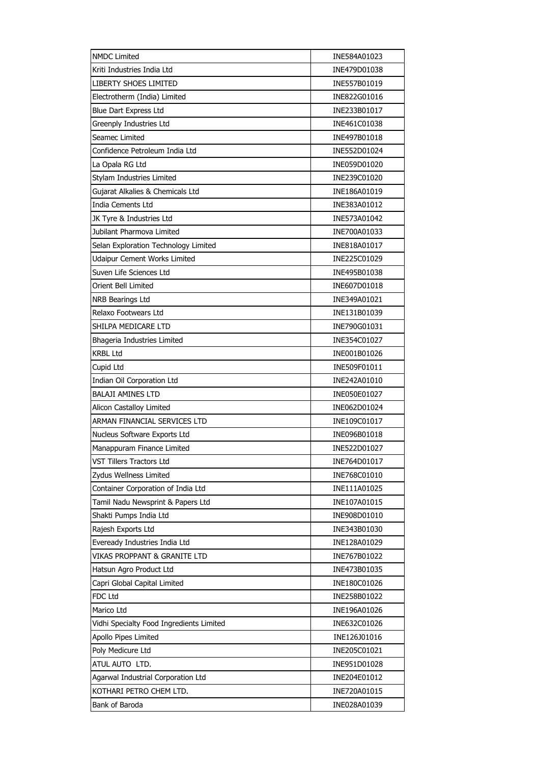| NMDC Limited | INE584A01023 |
|---|---|
| Kriti Industries India Ltd | INE479D01038 |
| LIBERTY SHOES LIMITED | INE557B01019 |
| Electrotherm (India) Limited | INE822G01016 |
| Blue Dart Express Ltd | INE233B01017 |
| Greenply Industries Ltd | INE461C01038 |
| Seamec Limited | INE497B01018 |
| Confidence Petroleum India Ltd | INE552D01024 |
| La Opala RG Ltd | INE059D01020 |
| Stylam Industries Limited | INE239C01020 |
| Gujarat Alkalies & Chemicals Ltd | INE186A01019 |
| India Cements Ltd | INE383A01012 |
| JK Tyre & Industries Ltd | INE573A01042 |
| Jubilant Pharmova Limited | INE700A01033 |
| Selan Exploration Technology Limited | INE818A01017 |
| Udaipur Cement Works Limited | INE225C01029 |
| Suven Life Sciences Ltd | INE495B01038 |
| Orient Bell Limited | INE607D01018 |
| NRB Bearings Ltd | INE349A01021 |
| Relaxo Footwears Ltd | INE131B01039 |
| SHILPA MEDICARE LTD | INE790G01031 |
| Bhageria Industries Limited | INE354C01027 |
| KRBL Ltd | INE001B01026 |
| Cupid Ltd | INE509F01011 |
| Indian Oil Corporation Ltd | INE242A01010 |
| BALAJI AMINES LTD | INE050E01027 |
| Alicon Castalloy Limited | INE062D01024 |
| ARMAN FINANCIAL SERVICES LTD | INE109C01017 |
| Nucleus Software Exports Ltd | INE096B01018 |
| Manappuram Finance Limited | INE522D01027 |
| VST Tillers Tractors Ltd | INE764D01017 |
| Zydus Wellness Limited | INE768C01010 |
| Container Corporation of India Ltd | INE111A01025 |
| Tamil Nadu Newsprint & Papers Ltd | INE107A01015 |
| Shakti Pumps India Ltd | INE908D01010 |
| Rajesh Exports Ltd | INE343B01030 |
| Eveready Industries India Ltd | INE128A01029 |
| VIKAS PROPPANT & GRANITE LTD | INE767B01022 |
| Hatsun Agro Product Ltd | INE473B01035 |
| Capri Global Capital Limited | INE180C01026 |
| FDC Ltd | INE258B01022 |
| Marico Ltd | INE196A01026 |
| Vidhi Specialty Food Ingredients Limited | INE632C01026 |
| Apollo Pipes Limited | INE126J01016 |
| Poly Medicure Ltd | INE205C01021 |
| ATUL AUTO LTD. | INE951D01028 |
| Agarwal Industrial Corporation Ltd | INE204E01012 |
| KOTHARI PETRO CHEM LTD. | INE720A01015 |
| Bank of Baroda | INE028A01039 |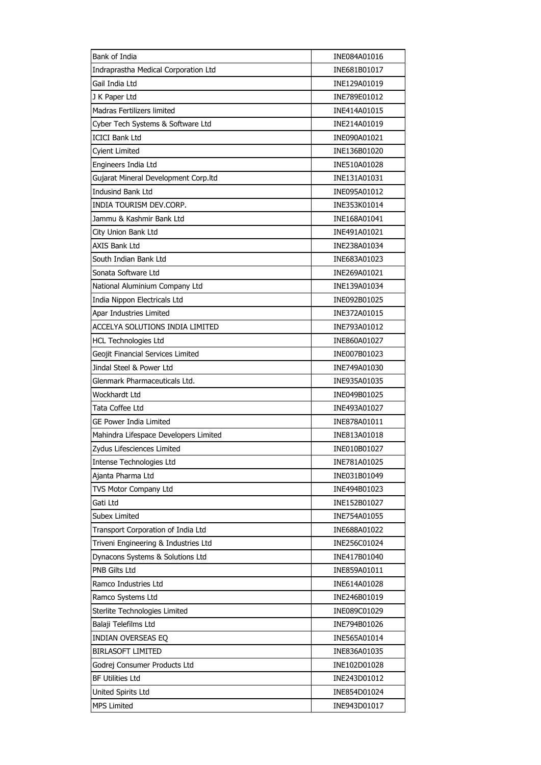| Bank of India | INE084A01016 |
|---|---|
| Indraprastha Medical Corporation Ltd | INE681B01017 |
| Gail India Ltd | INE129A01019 |
| J K Paper Ltd | INE789E01012 |
| Madras Fertilizers limited | INE414A01015 |
| Cyber Tech Systems & Software Ltd | INE214A01019 |
| ICICI Bank Ltd | INE090A01021 |
| Cyient Limited | INE136B01020 |
| Engineers India Ltd | INE510A01028 |
| Gujarat Mineral Development Corp.ltd | INE131A01031 |
| Indusind Bank Ltd | INE095A01012 |
| INDIA TOURISM DEV.CORP. | INE353K01014 |
| Jammu & Kashmir Bank Ltd | INE168A01041 |
| City Union Bank Ltd | INE491A01021 |
| AXIS Bank Ltd | INE238A01034 |
| South Indian Bank Ltd | INE683A01023 |
| Sonata Software Ltd | INE269A01021 |
| National Aluminium Company Ltd | INE139A01034 |
| India Nippon Electricals Ltd | INE092B01025 |
| Apar Industries Limited | INE372A01015 |
| ACCELYA SOLUTIONS INDIA LIMITED | INE793A01012 |
| HCL Technologies Ltd | INE860A01027 |
| Geojit Financial Services Limited | INE007B01023 |
| Jindal Steel & Power Ltd | INE749A01030 |
| Glenmark Pharmaceuticals Ltd. | INE935A01035 |
| Wockhardt Ltd | INE049B01025 |
| Tata Coffee Ltd | INE493A01027 |
| GE Power India Limited | INE878A01011 |
| Mahindra Lifespace Developers Limited | INE813A01018 |
| Zydus Lifesciences Limited | INE010B01027 |
| Intense Technologies Ltd | INE781A01025 |
| Ajanta Pharma Ltd | INE031B01049 |
| TVS Motor Company Ltd | INE494B01023 |
| Gati Ltd | INE152B01027 |
| Subex Limited | INE754A01055 |
| Transport Corporation of India Ltd | INE688A01022 |
| Triveni Engineering & Industries Ltd | INE256C01024 |
| Dynacons Systems & Solutions Ltd | INE417B01040 |
| PNB Gilts Ltd | INE859A01011 |
| Ramco Industries Ltd | INE614A01028 |
| Ramco Systems Ltd | INE246B01019 |
| Sterlite Technologies Limited | INE089C01029 |
| Balaji Telefilms Ltd | INE794B01026 |
| INDIAN OVERSEAS EQ | INE565A01014 |
| BIRLASOFT LIMITED | INE836A01035 |
| Godrej Consumer Products Ltd | INE102D01028 |
| BF Utilities Ltd | INE243D01012 |
| United Spirits Ltd | INE854D01024 |
| MPS Limited | INE943D01017 |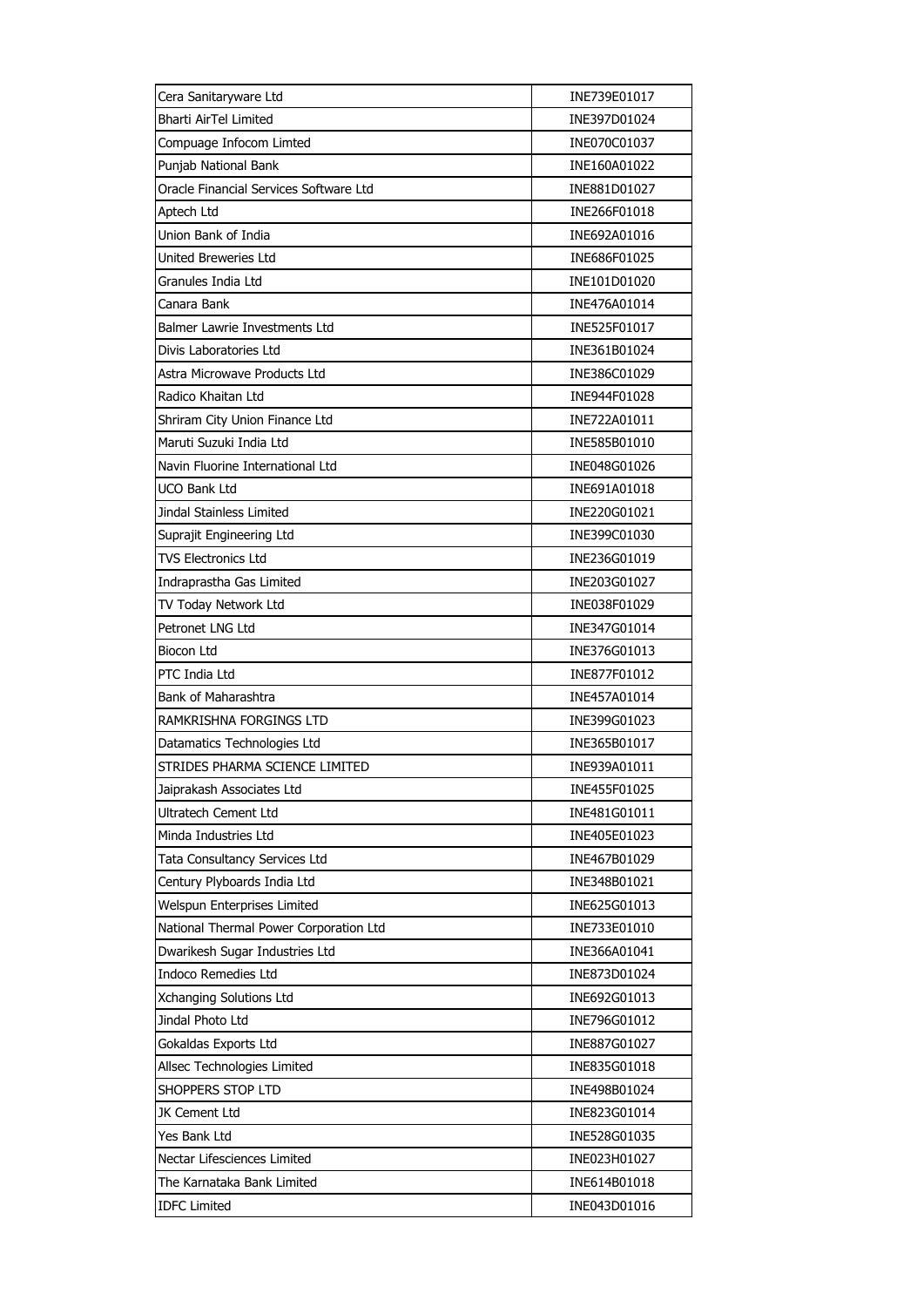| Cera Sanitaryware Ltd | INE739E01017 |
|---|---|
| Bharti AirTel Limited | INE397D01024 |
| Compuage Infocom Limted | INE070C01037 |
| Punjab National Bank | INE160A01022 |
| Oracle Financial Services Software Ltd | INE881D01027 |
| Aptech Ltd | INE266F01018 |
| Union Bank of India | INE692A01016 |
| United Breweries Ltd | INE686F01025 |
| Granules India Ltd | INE101D01020 |
| Canara Bank | INE476A01014 |
| Balmer Lawrie Investments Ltd | INE525F01017 |
| Divis Laboratories Ltd | INE361B01024 |
| Astra Microwave Products Ltd | INE386C01029 |
| Radico Khaitan Ltd | INE944F01028 |
| Shriram City Union Finance Ltd | INE722A01011 |
| Maruti Suzuki India Ltd | INE585B01010 |
| Navin Fluorine International Ltd | INE048G01026 |
| UCO Bank Ltd | INE691A01018 |
| Jindal Stainless Limited | INE220G01021 |
| Suprajit Engineering Ltd | INE399C01030 |
| TVS Electronics Ltd | INE236G01019 |
| Indraprastha Gas Limited | INE203G01027 |
| TV Today Network Ltd | INE038F01029 |
| Petronet LNG Ltd | INE347G01014 |
| Biocon Ltd | INE376G01013 |
| PTC India Ltd | INE877F01012 |
| Bank of Maharashtra | INE457A01014 |
| RAMKRISHNA FORGINGS LTD | INE399G01023 |
| Datamatics Technologies Ltd | INE365B01017 |
| STRIDES PHARMA SCIENCE LIMITED | INE939A01011 |
| Jaiprakash Associates Ltd | INE455F01025 |
| Ultratech Cement Ltd | INE481G01011 |
| Minda Industries Ltd | INE405E01023 |
| Tata Consultancy Services Ltd | INE467B01029 |
| Century Plyboards India Ltd | INE348B01021 |
| Welspun Enterprises Limited | INE625G01013 |
| National Thermal Power Corporation Ltd | INE733E01010 |
| Dwarikesh Sugar Industries Ltd | INE366A01041 |
| Indoco Remedies Ltd | INE873D01024 |
| Xchanging Solutions Ltd | INE692G01013 |
| Jindal Photo Ltd | INE796G01012 |
| Gokaldas Exports Ltd | INE887G01027 |
| Allsec Technologies Limited | INE835G01018 |
| SHOPPERS STOP LTD | INE498B01024 |
| JK Cement Ltd | INE823G01014 |
| Yes Bank Ltd | INE528G01035 |
| Nectar Lifesciences Limited | INE023H01027 |
| The Karnataka Bank Limited | INE614B01018 |
| IDFC Limited | INE043D01016 |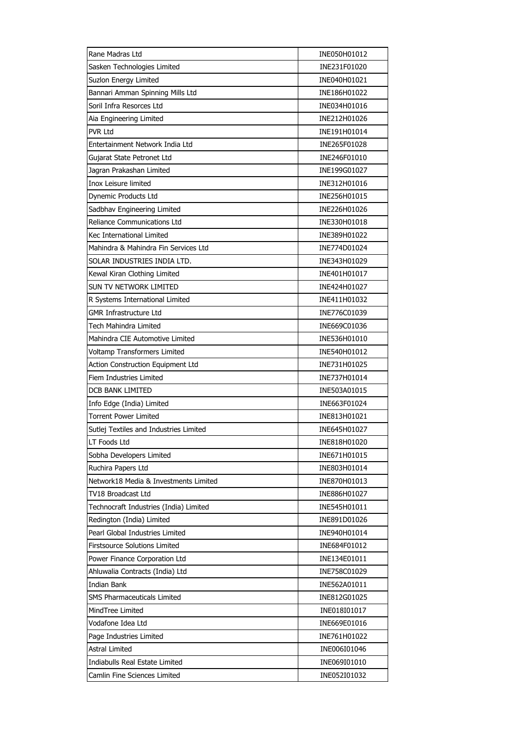| Rane Madras Ltd | INE050H01012 |
|---|---|
| Sasken Technologies Limited | INE231F01020 |
| Suzlon Energy Limited | INE040H01021 |
| Bannari Amman Spinning Mills Ltd | INE186H01022 |
| Soril Infra Resorces Ltd | INE034H01016 |
| Aia Engineering Limited | INE212H01026 |
| PVR Ltd | INE191H01014 |
| Entertainment Network India Ltd | INE265F01028 |
| Gujarat State Petronet Ltd | INE246F01010 |
| Jagran Prakashan Limited | INE199G01027 |
| Inox Leisure limited | INE312H01016 |
| Dynemic Products Ltd | INE256H01015 |
| Sadbhav Engineering Limited | INE226H01026 |
| Reliance Communications Ltd | INE330H01018 |
| Kec International Limited | INE389H01022 |
| Mahindra & Mahindra Fin Services Ltd | INE774D01024 |
| SOLAR INDUSTRIES INDIA LTD. | INE343H01029 |
| Kewal Kiran Clothing Limited | INE401H01017 |
| SUN TV NETWORK LIMITED | INE424H01027 |
| R Systems International Limited | INE411H01032 |
| GMR Infrastructure Ltd | INE776C01039 |
| Tech Mahindra Limited | INE669C01036 |
| Mahindra CIE Automotive Limited | INE536H01010 |
| Voltamp Transformers Limited | INE540H01012 |
| Action Construction Equipment Ltd | INE731H01025 |
| Fiem Industries Limited | INE737H01014 |
| DCB BANK LIMITED | INE503A01015 |
| Info Edge (India) Limited | INE663F01024 |
| Torrent Power Limited | INE813H01021 |
| Sutlej Textiles and Industries Limited | INE645H01027 |
| LT Foods Ltd | INE818H01020 |
| Sobha Developers Limited | INE671H01015 |
| Ruchira Papers Ltd | INE803H01014 |
| Network18 Media & Investments Limited | INE870H01013 |
| TV18 Broadcast Ltd | INE886H01027 |
| Technocraft Industries (India) Limited | INE545H01011 |
| Redington (India) Limited | INE891D01026 |
| Pearl Global Industries Limited | INE940H01014 |
| Firstsource Solutions Limited | INE684F01012 |
| Power Finance Corporation Ltd | INE134E01011 |
| Ahluwalia Contracts (India) Ltd | INE758C01029 |
| Indian Bank | INE562A01011 |
| SMS Pharmaceuticals Limited | INE812G01025 |
| MindTree Limited | INE018I01017 |
| Vodafone Idea Ltd | INE669E01016 |
| Page Industries Limited | INE761H01022 |
| Astral Limited | INE006I01046 |
| Indiabulls Real Estate Limited | INE069I01010 |
| Camlin Fine Sciences Limited | INE052I01032 |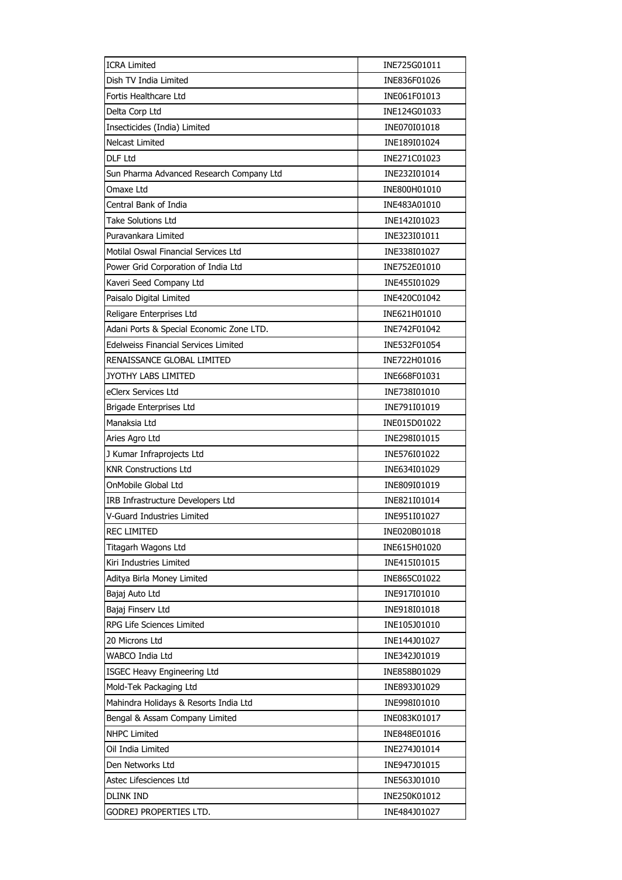| ICRA Limited | INE725G01011 |
|---|---|
| Dish TV India Limited | INE836F01026 |
| Fortis Healthcare Ltd | INE061F01013 |
| Delta Corp Ltd | INE124G01033 |
| Insecticides (India) Limited | INE070I01018 |
| Nelcast Limited | INE189I01024 |
| DLF Ltd | INE271C01023 |
| Sun Pharma Advanced Research Company Ltd | INE232I01014 |
| Omaxe Ltd | INE800H01010 |
| Central Bank of India | INE483A01010 |
| Take Solutions Ltd | INE142I01023 |
| Puravankara Limited | INE323I01011 |
| Motilal Oswal Financial Services Ltd | INE338I01027 |
| Power Grid Corporation of India Ltd | INE752E01010 |
| Kaveri Seed Company Ltd | INE455I01029 |
| Paisalo Digital Limited | INE420C01042 |
| Religare Enterprises Ltd | INE621H01010 |
| Adani Ports & Special Economic Zone LTD. | INE742F01042 |
| Edelweiss Financial Services Limited | INE532F01054 |
| RENAISSANCE GLOBAL LIMITED | INE722H01016 |
| JYOTHY LABS LIMITED | INE668F01031 |
| eClerx Services Ltd | INE738I01010 |
| Brigade Enterprises Ltd | INE791I01019 |
| Manaksia Ltd | INE015D01022 |
| Aries Agro Ltd | INE298I01015 |
| J Kumar Infraprojects Ltd | INE576I01022 |
| KNR Constructions Ltd | INE634I01029 |
| OnMobile Global Ltd | INE809I01019 |
| IRB Infrastructure Developers Ltd | INE821I01014 |
| V-Guard Industries Limited | INE951I01027 |
| REC LIMITED | INE020B01018 |
| Titagarh Wagons Ltd | INE615H01020 |
| Kiri Industries Limited | INE415I01015 |
| Aditya Birla Money Limited | INE865C01022 |
| Bajaj Auto Ltd | INE917I01010 |
| Bajaj Finserv Ltd | INE918I01018 |
| RPG Life Sciences Limited | INE105J01010 |
| 20 Microns Ltd | INE144J01027 |
| WABCO India Ltd | INE342J01019 |
| ISGEC Heavy Engineering Ltd | INE858B01029 |
| Mold-Tek Packaging Ltd | INE893J01029 |
| Mahindra Holidays & Resorts India Ltd | INE998I01010 |
| Bengal & Assam Company Limited | INE083K01017 |
| NHPC Limited | INE848E01016 |
| Oil India Limited | INE274J01014 |
| Den Networks Ltd | INE947J01015 |
| Astec Lifesciences Ltd | INE563J01010 |
| DLINK IND | INE250K01012 |
| GODREJ PROPERTIES LTD. | INE484J01027 |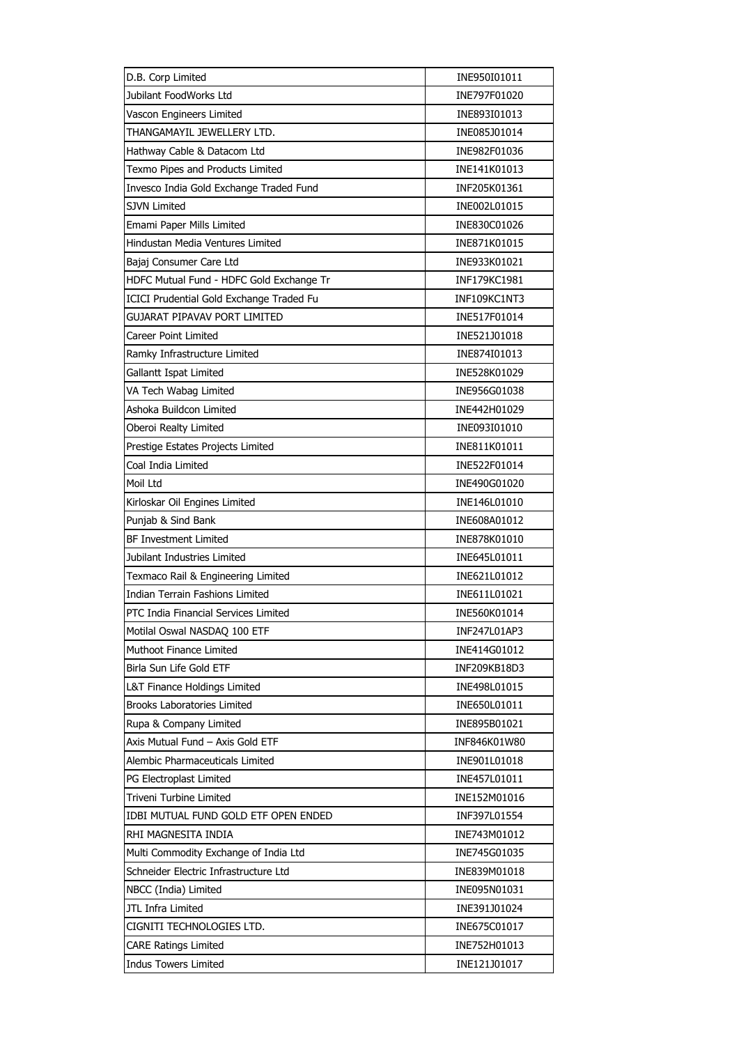| D.B. Corp Limited | INE950I01011 |
|---|---|
| Jubilant FoodWorks Ltd | INE797F01020 |
| Vascon Engineers Limited | INE893I01013 |
| THANGAMAYIL JEWELLERY LTD. | INE085J01014 |
| Hathway Cable & Datacom Ltd | INE982F01036 |
| Texmo Pipes and Products Limited | INE141K01013 |
| Invesco India Gold Exchange Traded Fund | INF205K01361 |
| SJVN Limited | INE002L01015 |
| Emami Paper Mills Limited | INE830C01026 |
| Hindustan Media Ventures Limited | INE871K01015 |
| Bajaj Consumer Care Ltd | INE933K01021 |
| HDFC Mutual Fund - HDFC Gold Exchange Tr | INF179KC1981 |
| ICICI Prudential Gold Exchange Traded Fu | INF109KC1NT3 |
| GUJARAT PIPAVAV PORT LIMITED | INE517F01014 |
| Career Point Limited | INE521J01018 |
| Ramky Infrastructure Limited | INE874I01013 |
| Gallantt Ispat Limited | INE528K01029 |
| VA Tech Wabag Limited | INE956G01038 |
| Ashoka Buildcon Limited | INE442H01029 |
| Oberoi Realty Limited | INE093I01010 |
| Prestige Estates Projects Limited | INE811K01011 |
| Coal India Limited | INE522F01014 |
| Moil Ltd | INE490G01020 |
| Kirloskar Oil Engines Limited | INE146L01010 |
| Punjab & Sind Bank | INE608A01012 |
| BF Investment Limited | INE878K01010 |
| Jubilant Industries Limited | INE645L01011 |
| Texmaco Rail & Engineering Limited | INE621L01012 |
| Indian Terrain Fashions Limited | INE611L01021 |
| PTC India Financial Services Limited | INE560K01014 |
| Motilal Oswal NASDAQ 100 ETF | INF247L01AP3 |
| Muthoot Finance Limited | INE414G01012 |
| Birla Sun Life Gold ETF | INF209KB18D3 |
| L&T Finance Holdings Limited | INE498L01015 |
| Brooks Laboratories Limited | INE650L01011 |
| Rupa & Company Limited | INE895B01021 |
| Axis Mutual Fund – Axis Gold ETF | INF846K01W80 |
| Alembic Pharmaceuticals Limited | INE901L01018 |
| PG Electroplast Limited | INE457L01011 |
| Triveni Turbine Limited | INE152M01016 |
| IDBI MUTUAL FUND GOLD ETF OPEN ENDED | INF397L01554 |
| RHI MAGNESITA INDIA | INE743M01012 |
| Multi Commodity Exchange of India Ltd | INE745G01035 |
| Schneider Electric Infrastructure Ltd | INE839M01018 |
| NBCC (India) Limited | INE095N01031 |
| JTL Infra Limited | INE391J01024 |
| CIGNITI TECHNOLOGIES LTD. | INE675C01017 |
| CARE Ratings Limited | INE752H01013 |
| Indus Towers Limited | INE121J01017 |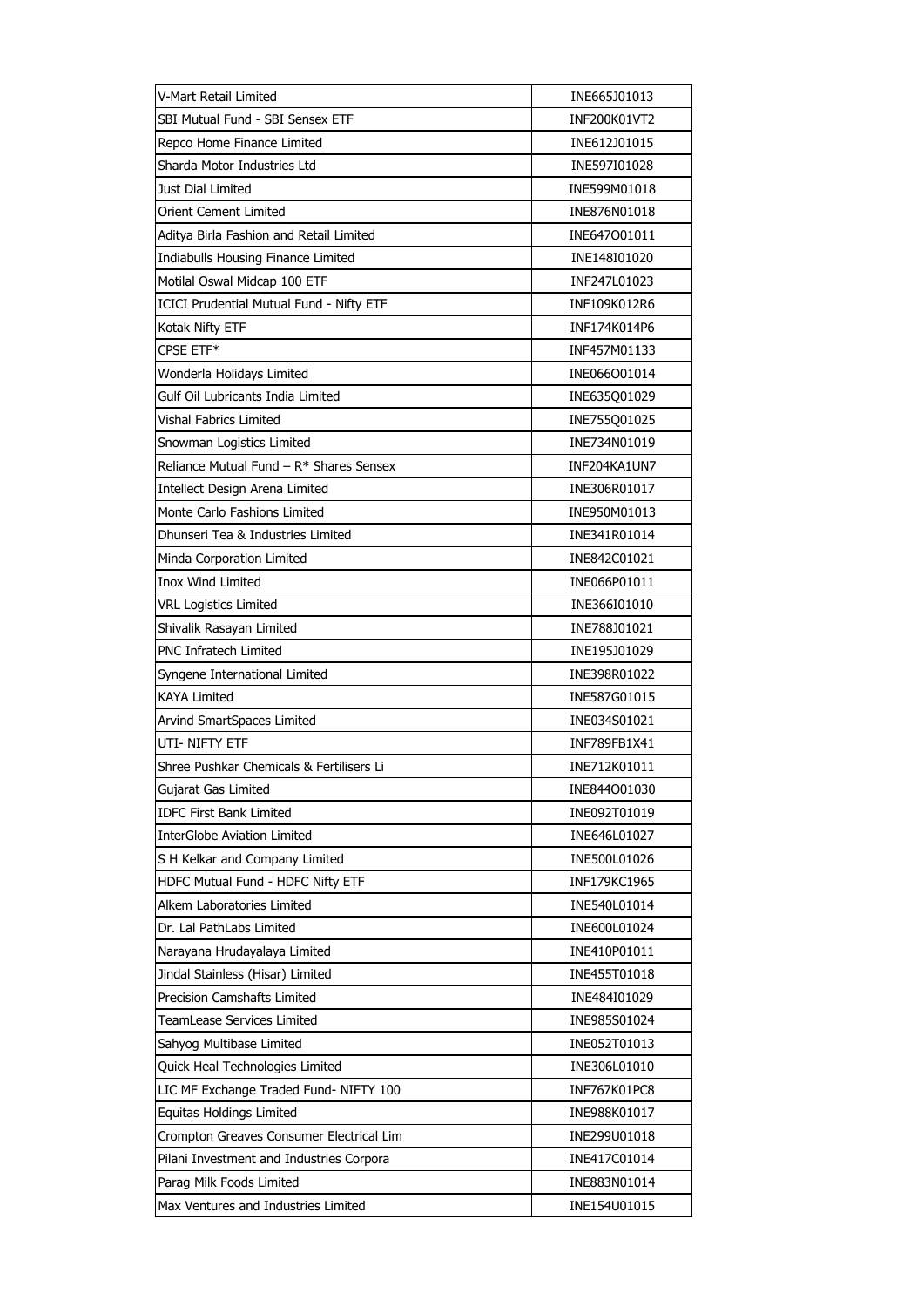| V-Mart Retail Limited | INE665J01013 |
|---|---|
| SBI Mutual Fund - SBI Sensex ETF | INF200K01VT2 |
| Repco Home Finance Limited | INE612J01015 |
| Sharda Motor Industries Ltd | INE597I01028 |
| Just Dial Limited | INE599M01018 |
| Orient Cement Limited | INE876N01018 |
| Aditya Birla Fashion and Retail Limited | INE647O01011 |
| Indiabulls Housing Finance Limited | INE148I01020 |
| Motilal Oswal Midcap 100 ETF | INF247L01023 |
| ICICI Prudential Mutual Fund - Nifty ETF | INF109K012R6 |
| Kotak Nifty ETF | INF174K014P6 |
| CPSE ETF* | INF457M01133 |
| Wonderla Holidays Limited | INE066O01014 |
| Gulf Oil Lubricants India Limited | INE635Q01029 |
| Vishal Fabrics Limited | INE755Q01025 |
| Snowman Logistics Limited | INE734N01019 |
| Reliance Mutual Fund – R* Shares Sensex | INF204KA1UN7 |
| Intellect Design Arena Limited | INE306R01017 |
| Monte Carlo Fashions Limited | INE950M01013 |
| Dhunseri Tea & Industries Limited | INE341R01014 |
| Minda Corporation Limited | INE842C01021 |
| Inox Wind Limited | INE066P01011 |
| VRL Logistics Limited | INE366I01010 |
| Shivalik Rasayan Limited | INE788J01021 |
| PNC Infratech Limited | INE195J01029 |
| Syngene International Limited | INE398R01022 |
| KAYA Limited | INE587G01015 |
| Arvind SmartSpaces Limited | INE034S01021 |
| UTI- NIFTY ETF | INF789FB1X41 |
| Shree Pushkar Chemicals & Fertilisers Li | INE712K01011 |
| Gujarat Gas Limited | INE844O01030 |
| IDFC First Bank Limited | INE092T01019 |
| InterGlobe Aviation Limited | INE646L01027 |
| S H Kelkar and Company Limited | INE500L01026 |
| HDFC Mutual Fund - HDFC Nifty ETF | INF179KC1965 |
| Alkem Laboratories Limited | INE540L01014 |
| Dr. Lal PathLabs Limited | INE600L01024 |
| Narayana Hrudayalaya Limited | INE410P01011 |
| Jindal Stainless (Hisar) Limited | INE455T01018 |
| Precision Camshafts Limited | INE484I01029 |
| TeamLease Services Limited | INE985S01024 |
| Sahyog Multibase Limited | INE052T01013 |
| Quick Heal Technologies Limited | INE306L01010 |
| LIC MF Exchange Traded Fund- NIFTY 100 | INF767K01PC8 |
| Equitas Holdings Limited | INE988K01017 |
| Crompton Greaves Consumer Electrical Lim | INE299U01018 |
| Pilani Investment and Industries Corpora | INE417C01014 |
| Parag Milk Foods Limited | INE883N01014 |
| Max Ventures and Industries Limited | INE154U01015 |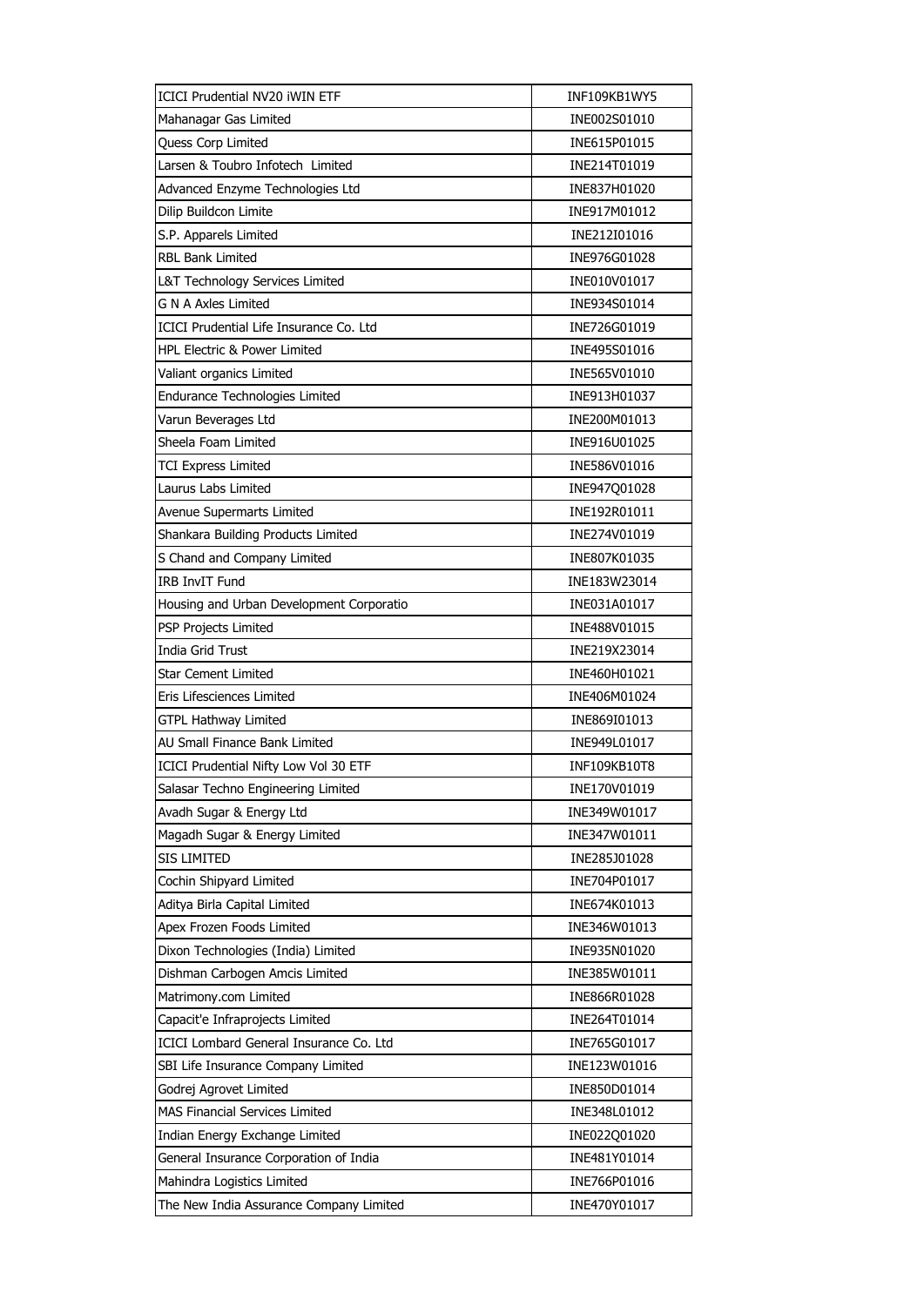| | |
|---|---|
| ICICI Prudential NV20 iWIN ETF | INF109KB1WY5 |
| Mahanagar Gas Limited | INE002S01010 |
| Quess Corp Limited | INE615P01015 |
| Larsen & Toubro Infotech Limited | INE214T01019 |
| Advanced Enzyme Technologies Ltd | INE837H01020 |
| Dilip Buildcon Limite | INE917M01012 |
| S.P. Apparels Limited | INE212I01016 |
| RBL Bank Limited | INE976G01028 |
| L&T Technology Services Limited | INE010V01017 |
| G N A Axles Limited | INE934S01014 |
| ICICI Prudential Life Insurance Co. Ltd | INE726G01019 |
| HPL Electric & Power Limited | INE495S01016 |
| Valiant organics Limited | INE565V01010 |
| Endurance Technologies Limited | INE913H01037 |
| Varun Beverages Ltd | INE200M01013 |
| Sheela Foam Limited | INE916U01025 |
| TCI Express Limited | INE586V01016 |
| Laurus Labs Limited | INE947Q01028 |
| Avenue Supermarts Limited | INE192R01011 |
| Shankara Building Products Limited | INE274V01019 |
| S Chand and Company Limited | INE807K01035 |
| IRB InvIT Fund | INE183W23014 |
| Housing and Urban Development Corporatio | INE031A01017 |
| PSP Projects Limited | INE488V01015 |
| India Grid Trust | INE219X23014 |
| Star Cement Limited | INE460H01021 |
| Eris Lifesciences Limited | INE406M01024 |
| GTPL Hathway Limited | INE869I01013 |
| AU Small Finance Bank Limited | INE949L01017 |
| ICICI Prudential Nifty Low Vol 30 ETF | INF109KB10T8 |
| Salasar Techno Engineering Limited | INE170V01019 |
| Avadh Sugar & Energy Ltd | INE349W01017 |
| Magadh Sugar & Energy Limited | INE347W01011 |
| SIS LIMITED | INE285J01028 |
| Cochin Shipyard Limited | INE704P01017 |
| Aditya Birla Capital Limited | INE674K01013 |
| Apex Frozen Foods Limited | INE346W01013 |
| Dixon Technologies (India) Limited | INE935N01020 |
| Dishman Carbogen Amcis Limited | INE385W01011 |
| Matrimony.com Limited | INE866R01028 |
| Capacit'e Infraprojects Limited | INE264T01014 |
| ICICI Lombard General Insurance Co. Ltd | INE765G01017 |
| SBI Life Insurance Company Limited | INE123W01016 |
| Godrej Agrovet Limited | INE850D01014 |
| MAS Financial Services Limited | INE348L01012 |
| Indian Energy Exchange Limited | INE022Q01020 |
| General Insurance Corporation of India | INE481Y01014 |
| Mahindra Logistics Limited | INE766P01016 |
| The New India Assurance Company Limited | INE470Y01017 |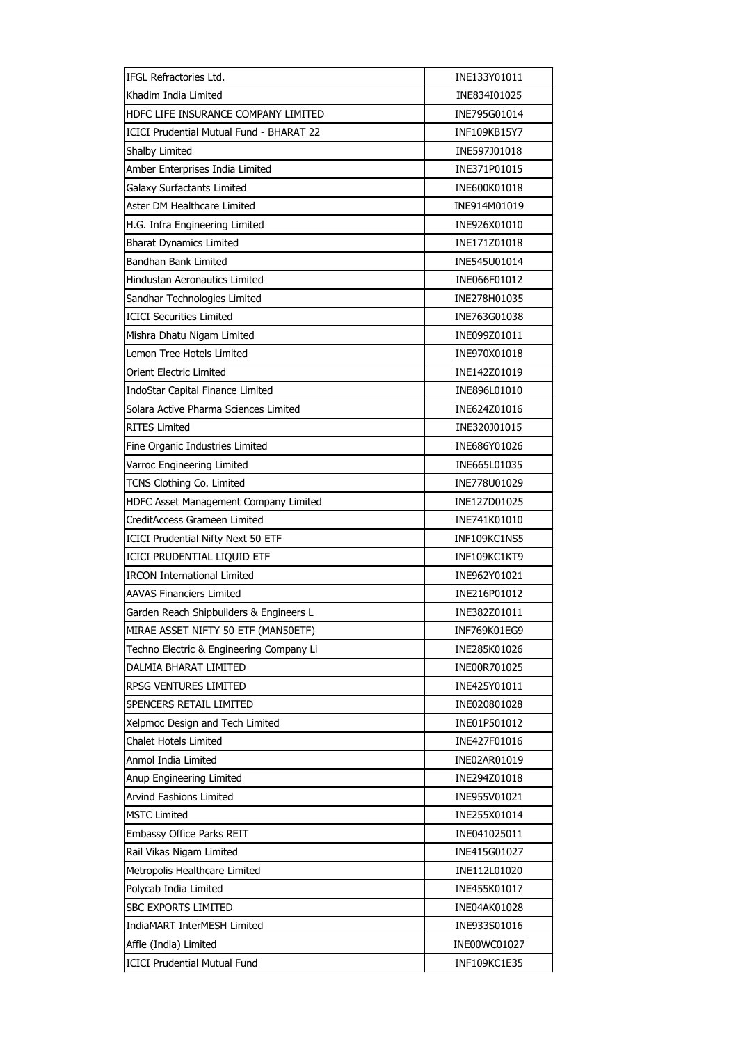| | |
|---|---|
| IFGL Refractories Ltd. | INE133Y01011 |
| Khadim India Limited | INE834I01025 |
| HDFC LIFE INSURANCE COMPANY LIMITED | INE795G01014 |
| ICICI Prudential Mutual Fund - BHARAT 22 | INF109KB15Y7 |
| Shalby Limited | INE597J01018 |
| Amber Enterprises India Limited | INE371P01015 |
| Galaxy Surfactants Limited | INE600K01018 |
| Aster DM Healthcare Limited | INE914M01019 |
| H.G. Infra Engineering Limited | INE926X01010 |
| Bharat Dynamics Limited | INE171Z01018 |
| Bandhan Bank Limited | INE545U01014 |
| Hindustan Aeronautics Limited | INE066F01012 |
| Sandhar Technologies Limited | INE278H01035 |
| ICICI Securities Limited | INE763G01038 |
| Mishra Dhatu Nigam Limited | INE099Z01011 |
| Lemon Tree Hotels Limited | INE970X01018 |
| Orient Electric Limited | INE142Z01019 |
| IndoStar Capital Finance Limited | INE896L01010 |
| Solara Active Pharma Sciences Limited | INE624Z01016 |
| RITES Limited | INE320J01015 |
| Fine Organic Industries Limited | INE686Y01026 |
| Varroc Engineering Limited | INE665L01035 |
| TCNS Clothing Co. Limited | INE778U01029 |
| HDFC Asset Management Company Limited | INE127D01025 |
| CreditAccess Grameen Limited | INE741K01010 |
| ICICI Prudential Nifty Next 50 ETF | INF109KC1NS5 |
| ICICI PRUDENTIAL LIQUID ETF | INF109KC1KT9 |
| IRCON International Limited | INE962Y01021 |
| AAVAS Financiers Limited | INE216P01012 |
| Garden Reach Shipbuilders & Engineers L | INE382Z01011 |
| MIRAE ASSET NIFTY 50 ETF (MAN50ETF) | INF769K01EG9 |
| Techno Electric & Engineering Company Li | INE285K01026 |
| DALMIA BHARAT LIMITED | INE00R701025 |
| RPSG VENTURES LIMITED | INE425Y01011 |
| SPENCERS RETAIL LIMITED | INE020801028 |
| Xelpmoc Design and Tech Limited | INE01P501012 |
| Chalet Hotels Limited | INE427F01016 |
| Anmol India Limited | INE02AR01019 |
| Anup Engineering Limited | INE294Z01018 |
| Arvind Fashions Limited | INE955V01021 |
| MSTC Limited | INE255X01014 |
| Embassy Office Parks REIT | INE041025011 |
| Rail Vikas Nigam Limited | INE415G01027 |
| Metropolis Healthcare Limited | INE112L01020 |
| Polycab India Limited | INE455K01017 |
| SBC EXPORTS LIMITED | INE04AK01028 |
| IndiaMART InterMESH Limited | INE933S01016 |
| Affle (India) Limited | INE00WC01027 |
| ICICI Prudential Mutual Fund | INF109KC1E35 |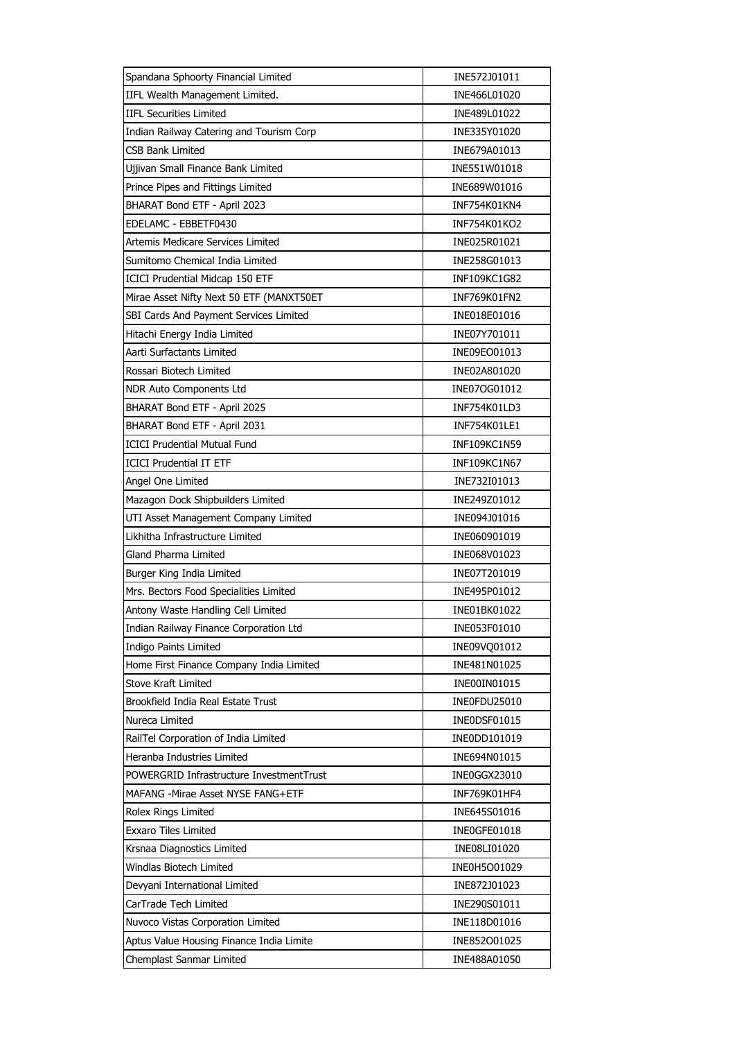| | |
|---|---|
| Spandana Sphoorty Financial Limited | INE572J01011 |
| IIFL Wealth Management Limited. | INE466L01020 |
| IIFL Securities Limited | INE489L01022 |
| Indian Railway Catering and Tourism Corp | INE335Y01020 |
| CSB Bank Limited | INE679A01013 |
| Ujjivan Small Finance Bank Limited | INE551W01018 |
| Prince Pipes and Fittings Limited | INE689W01016 |
| BHARAT Bond ETF - April 2023 | INF754K01KN4 |
| EDELAMC - EBBETF0430 | INF754K01KO2 |
| Artemis Medicare Services Limited | INE025R01021 |
| Sumitomo Chemical India Limited | INE258G01013 |
| ICICI Prudential Midcap 150 ETF | INF109KC1G82 |
| Mirae Asset Nifty Next 50 ETF (MANXT50ET | INF769K01FN2 |
| SBI Cards And Payment Services Limited | INE018E01016 |
| Hitachi Energy India Limited | INE07Y701011 |
| Aarti Surfactants Limited | INE09EO01013 |
| Rossari Biotech Limited | INE02A801020 |
| NDR Auto Components Ltd | INE07OG01012 |
| BHARAT Bond ETF - April 2025 | INF754K01LD3 |
| BHARAT Bond ETF - April 2031 | INF754K01LE1 |
| ICICI Prudential Mutual Fund | INF109KC1N59 |
| ICICI Prudential IT ETF | INF109KC1N67 |
| Angel One Limited | INE732I01013 |
| Mazagon Dock Shipbuilders Limited | INE249Z01012 |
| UTI Asset Management Company Limited | INE094J01016 |
| Likhitha Infrastructure Limited | INE060901019 |
| Gland Pharma Limited | INE068V01023 |
| Burger King India Limited | INE07T201019 |
| Mrs. Bectors Food Specialities Limited | INE495P01012 |
| Antony Waste Handling Cell Limited | INE01BK01022 |
| Indian Railway Finance Corporation Ltd | INE053F01010 |
| Indigo Paints Limited | INE09VQ01012 |
| Home First Finance Company India Limited | INE481N01025 |
| Stove Kraft Limited | INE00IN01015 |
| Brookfield India Real Estate Trust | INE0FDU25010 |
| Nureca Limited | INE0DSF01015 |
| RailTel Corporation of India Limited | INE0DD101019 |
| Heranba Industries Limited | INE694N01015 |
| POWERGRID Infrastructure InvestmentTrust | INE0GGX23010 |
| MAFANG -Mirae Asset NYSE FANG+ETF | INF769K01HF4 |
| Rolex Rings Limited | INE645S01016 |
| Exxaro Tiles Limited | INE0GFE01018 |
| Krsnaa Diagnostics Limited | INE08LI01020 |
| Windlas Biotech Limited | INE0H5O01029 |
| Devyani International Limited | INE872J01023 |
| CarTrade Tech Limited | INE290S01011 |
| Nuvoco Vistas Corporation Limited | INE118D01016 |
| Aptus Value Housing Finance India Limite | INE852O01025 |
| Chemplast Sanmar Limited | INE488A01050 |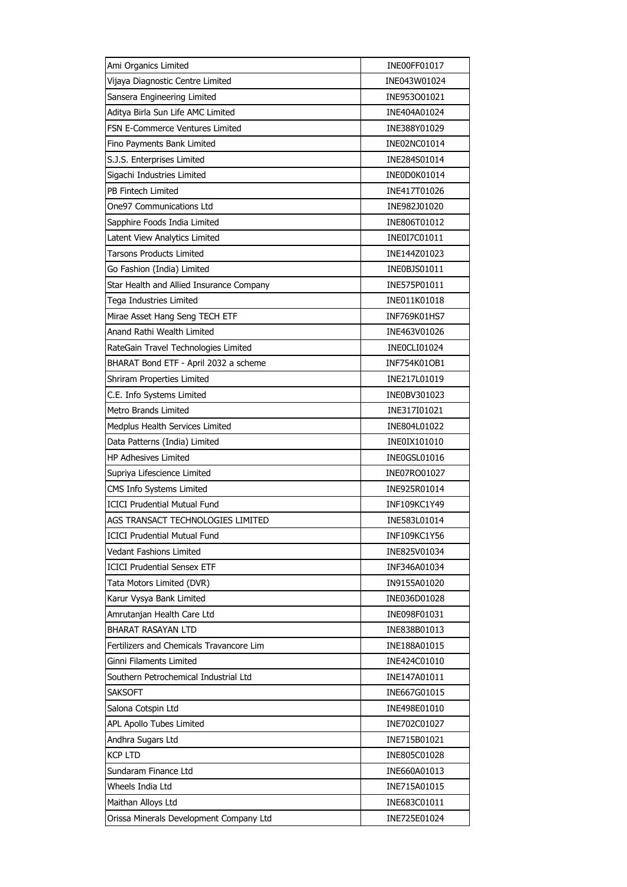| | |
|---|---|
| Ami Organics Limited | INE00FF01017 |
| Vijaya Diagnostic Centre Limited | INE043W01024 |
| Sansera Engineering Limited | INE953O01021 |
| Aditya Birla Sun Life AMC Limited | INE404A01024 |
| FSN E-Commerce Ventures Limited | INE388Y01029 |
| Fino Payments Bank Limited | INE02NC01014 |
| S.J.S. Enterprises Limited | INE284S01014 |
| Sigachi Industries Limited | INE0D0K01014 |
| PB Fintech Limited | INE417T01026 |
| One97 Communications Ltd | INE982J01020 |
| Sapphire Foods India Limited | INE806T01012 |
| Latent View Analytics Limited | INE0I7C01011 |
| Tarsons Products Limited | INE144Z01023 |
| Go Fashion (India) Limited | INE0BJS01011 |
| Star Health and Allied Insurance Company | INE575P01011 |
| Tega Industries Limited | INE011K01018 |
| Mirae Asset Hang Seng TECH ETF | INF769K01HS7 |
| Anand Rathi Wealth Limited | INE463V01026 |
| RateGain Travel Technologies Limited | INE0CLI01024 |
| BHARAT Bond ETF - April 2032 a scheme | INF754K01OB1 |
| Shriram Properties Limited | INE217L01019 |
| C.E. Info Systems Limited | INE0BV301023 |
| Metro Brands Limited | INE317I01021 |
| Medplus Health Services Limited | INE804L01022 |
| Data Patterns (India) Limited | INE0IX101010 |
| HP Adhesives Limited | INE0GSL01016 |
| Supriya Lifescience Limited | INE07RO01027 |
| CMS Info Systems Limited | INE925R01014 |
| ICICI Prudential Mutual Fund | INF109KC1Y49 |
| AGS TRANSACT TECHNOLOGIES LIMITED | INE583L01014 |
| ICICI Prudential Mutual Fund | INF109KC1Y56 |
| Vedant Fashions Limited | INE825V01034 |
| ICICI Prudential Sensex ETF | INF346A01034 |
| Tata Motors Limited (DVR) | IN9155A01020 |
| Karur Vysya Bank Limited | INE036D01028 |
| Amrutanjan Health Care Ltd | INE098F01031 |
| BHARAT RASAYAN LTD | INE838B01013 |
| Fertilizers and Chemicals Travancore Lim | INE188A01015 |
| Ginni Filaments Limited | INE424C01010 |
| Southern Petrochemical Industrial Ltd | INE147A01011 |
| SAKSOFT | INE667G01015 |
| Salona Cotspin Ltd | INE498E01010 |
| APL Apollo Tubes Limited | INE702C01027 |
| Andhra Sugars Ltd | INE715B01021 |
| KCP LTD | INE805C01028 |
| Sundaram Finance Ltd | INE660A01013 |
| Wheels India Ltd | INE715A01015 |
| Maithan Alloys Ltd | INE683C01011 |
| Orissa Minerals Development Company Ltd | INE725E01024 |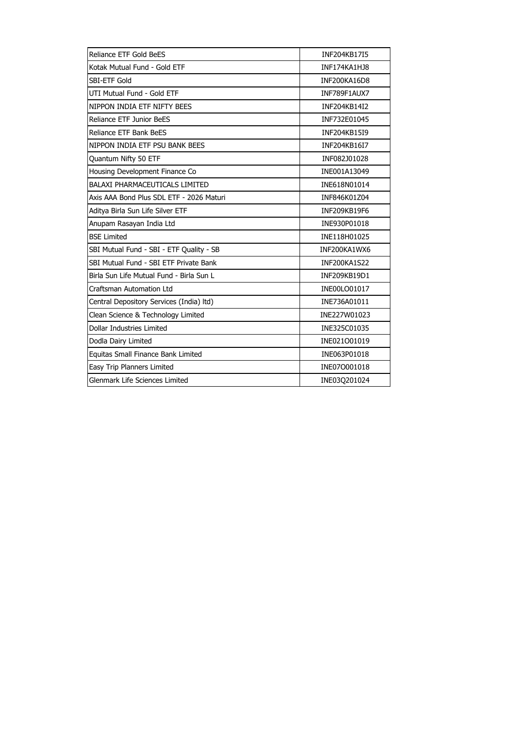| | |
|---|---|
| Reliance ETF Gold BeES | INF204KB17I5 |
| Kotak Mutual Fund - Gold ETF | INF174KA1HJ8 |
| SBI-ETF Gold | INF200KA16D8 |
| UTI Mutual Fund - Gold ETF | INF789F1AUX7 |
| NIPPON INDIA ETF NIFTY BEES | INF204KB14I2 |
| Reliance ETF Junior BeES | INF732E01045 |
| Reliance ETF Bank BeES | INF204KB15I9 |
| NIPPON INDIA ETF PSU BANK BEES | INF204KB16I7 |
| Quantum Nifty 50 ETF | INF082J01028 |
| Housing Development Finance Co | INE001A13049 |
| BALAXI PHARMACEUTICALS LIMITED | INE618N01014 |
| Axis AAA Bond Plus SDL ETF - 2026 Maturi | INF846K01Z04 |
| Aditya Birla Sun Life Silver ETF | INF209KB19F6 |
| Anupam Rasayan India Ltd | INE930P01018 |
| BSE Limited | INE118H01025 |
| SBI Mutual Fund - SBI - ETF Quality - SB | INF200KA1WX6 |
| SBI Mutual Fund - SBI ETF Private Bank | INF200KA1S22 |
| Birla Sun Life Mutual Fund - Birla Sun L | INF209KB19D1 |
| Craftsman Automation Ltd | INE00LO01017 |
| Central Depository Services (India) ltd) | INE736A01011 |
| Clean Science & Technology Limited | INE227W01023 |
| Dollar Industries Limited | INE325C01035 |
| Dodla Dairy Limited | INE021O01019 |
| Equitas Small Finance Bank Limited | INE063P01018 |
| Easy Trip Planners Limited | INE07O001018 |
| Glenmark Life Sciences Limited | INE03Q201024 |